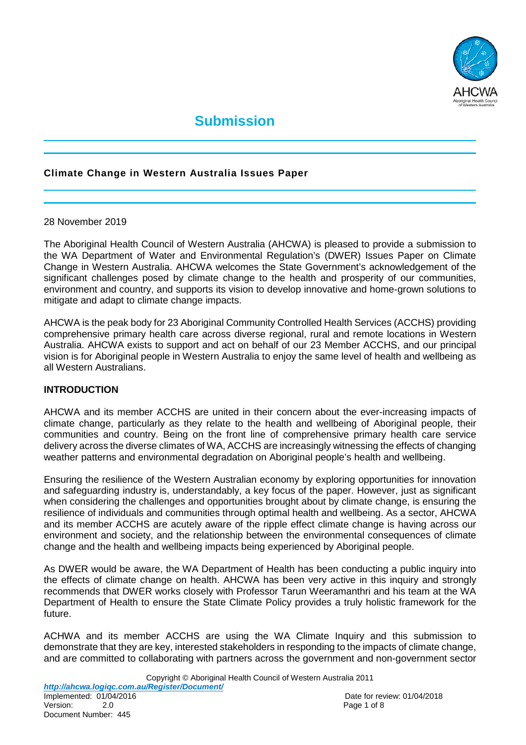# Submission

## Climate Change in Western Australia Issues Paper

28 November 2019

The Aboriginal Health Council of Western Australia (AHCWA) is pleased to provide a submission to the WA Department of Water and Environmental Regulation's (DWER) Issues Paper on Climate Change in Western Australia. AHCWA welcomes the State Government's acknowledgement of the significant challenges posed by climate change to the health and prosperity of our communities, environment and country, and supports its vision to develop innovative and home-grown solutions to mitigate and adapt to climate change impacts.

AHCWA is the peak body for 23 Aboriginal Community Controlled Health Services (ACCHS) providing comprehensive primary health care across diverse regional, rural and remote locations in Western Australia. AHCWA exists to support and act on behalf of our 23 Member ACCHS, and our principal vision is for Aboriginal people in Western Australia to enjoy the same level of health and wellbeing as all Western Australians.

### INTRODUCTION

AHCWA and its member ACCHS are united in their concern about the ever-increasing impacts of climate change, particularly as they relate to the health and wellbeing of Aboriginal people, their communities and country. Being on the front line of comprehensive primary health care service delivery across the diverse climates of WA, ACCHS are increasingly witnessing the effects of changing weather patterns and environmental degradation on Aboriginal people's health and wellbeing.

Ensuring the resilience of the Western Australian economy by exploring opportunities for innovation and safeguarding industry is, understandably, a key focus of the paper. However, just as significant when considering the challenges and opportunities brought about by climate change, is ensuring the resilience of individuals and communities through optimal health and wellbeing. As a sector, AHCWA and its member ACCHS are acutely aware of the ripple effect climate change is having across our environment and society, and the relationship between the environmental consequences of climate change and the health and wellbeing impacts being experienced by Aboriginal people.

As DWER would be aware, the WA Department of Health has been conducting a public inquiry into the effects of climate change on health. AHCWA has been very active in this inquiry and strongly recommends that DWER works closely with Professor Tarun Weeramanthri and his team at the WA Department of Health to ensure the State Climate Policy provides a truly holistic framework for the future.

ACHWA and its member ACCHS are using the WA Climate Inquiry and this submission to demonstrate that they are key, interested stakeholders in responding to the impacts of climate change, and are committed to collaborating with partners across the government and non-government sector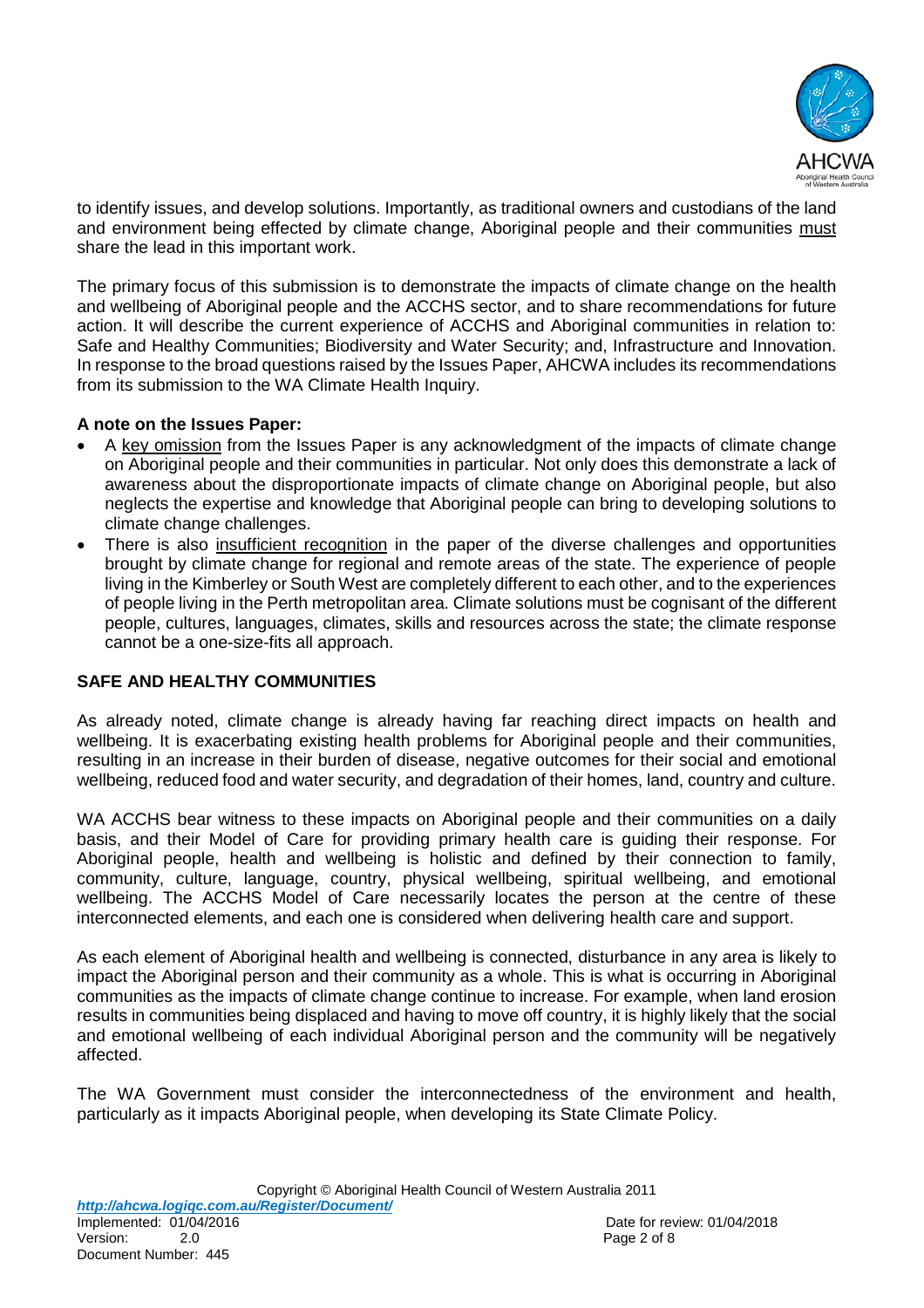to identify issues, and develop solutions. Importantly, as traditional owners and custodians of the land and environment being effected by climate change, Aboriginal people and their communities must share the lead in this important work.

The primary focus of this submission is to demonstrate the impacts of climate change on the health and wellbeing of Aboriginal people and the ACCHS sector, and to share recommendations for future action. It will describe the current experience of ACCHS and Aboriginal communities in relation to: Safe and Healthy Communities; Biodiversity and Water Security; and, Infrastructure and Innovation. In response to the broad questions raised by the Issues Paper, AHCWA includes its recommendations from its submission to the WA Climate Health Inquiry.

**A note on the Issues Paper:**

- A key omission from the Issues Paper is any acknowledgment of the impacts of climate change on Aboriginal people and their communities in particular. Not only does this demonstrate a lack of awareness about the disproportionate impacts of climate change on Aboriginal people, but also neglects the expertise and knowledge that Aboriginal people can bring to developing solutions to climate change challenges.
- There is also insufficient recognition in the paper of the diverse challenges and opportunities brought by climate change for regional and remote areas of the state. The experience of people living in the Kimberley or South West are completely different to each other, and to the experiences of people living in the Perth metropolitan area. Climate solutions must be cognisant of the different people, cultures, languages, climates, skills and resources across the state; the climate response cannot be a one-size-fits all approach.

## SAFE AND HEALTHY COMMUNITIES

As already noted, climate change is already having far reaching direct impacts on health and wellbeing. It is exacerbating existing health problems for Aboriginal people and their communities, resulting in an increase in their burden of disease, negative outcomes for their social and emotional wellbeing, reduced food and water security, and degradation of their homes, land, country and culture.

WA ACCHS bear witness to these impacts on Aboriginal people and their communities on a daily basis, and their Model of Care for providing primary health care is guiding their response. For Aboriginal people, health and wellbeing is holistic and defined by their connection to family, community, culture, language, country, physical wellbeing, spiritual wellbeing, and emotional wellbeing. The ACCHS Model of Care necessarily locates the person at the centre of these interconnected elements, and each one is considered when delivering health care and support.

As each element of Aboriginal health and wellbeing is connected, disturbance in any area is likely to impact the Aboriginal person and their community as a whole. This is what is occurring in Aboriginal communities as the impacts of climate change continue to increase. For example, when land erosion results in communities being displaced and having to move off country, it is highly likely that the social and emotional wellbeing of each individual Aboriginal person and the community will be negatively affected.

The WA Government must consider the interconnectedness of the environment and health, particularly as it impacts Aboriginal people, when developing its State Climate Policy.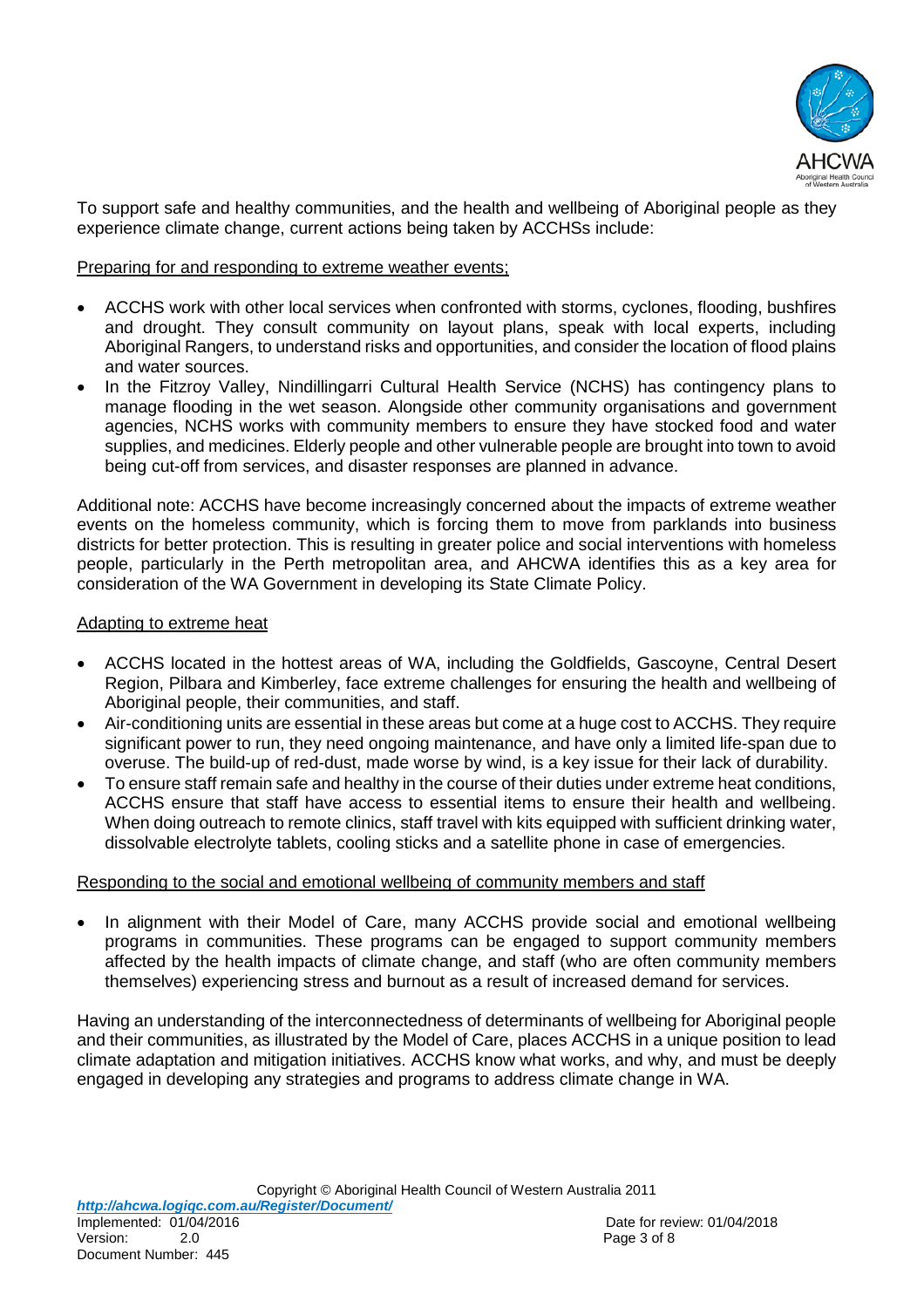To support safe and healthy communities, and the health and wellbeing of Aboriginal people as they experience climate change, current actions being taken by ACCHSs include:

Preparing for and responding to extreme weather events;

- ACCHS work with other local services when confronted with storms, cyclones, flooding, bushfires and drought. They consult community on layout plans, speak with local experts, including Aboriginal Rangers, to understand risks and opportunities, and consider the location of flood plains and water sources.
- In the Fitzroy Valley, Nindillingarri Cultural Health Service (NCHS) has contingency plans to manage flooding in the wet season. Alongside other community organisations and government agencies, NCHS works with community members to ensure they have stocked food and water supplies, and medicines. Elderly people and other vulnerable people are brought into town to avoid being cut-off from services, and disaster responses are planned in advance.

Additional note: ACCHS have become increasingly concerned about the impacts of extreme weather events on the homeless community, which is forcing them to move from parklands into business districts for better protection. This is resulting in greater police and social interventions with homeless people, particularly in the Perth metropolitan area, and AHCWA identifies this as a key area for consideration of the WA Government in developing its State Climate Policy.

Adapting to extreme heat

- ACCHS located in the hottest areas of WA, including the Goldfields, Gascoyne, Central Desert Region, Pilbara and Kimberley, face extreme challenges for ensuring the health and wellbeing of Aboriginal people, their communities, and staff.
- Air-conditioning units are essential in these areas but come at a huge cost to ACCHS. They require significant power to run, they need ongoing maintenance, and have only a limited life-span due to overuse. The build-up of red-dust, made worse by wind, is a key issue for their lack of durability.
- To ensure staff remain safe and healthy in the course of their duties under extreme heat conditions, ACCHS ensure that staff have access to essential items to ensure their health and wellbeing. When doing outreach to remote clinics, staff travel with kits equipped with sufficient drinking water, dissolvable electrolyte tablets, cooling sticks and a satellite phone in case of emergencies.

Responding to the social and emotional wellbeing of community members and staff

- In alignment with their Model of Care, many ACCHS provide social and emotional wellbeing programs in communities. These programs can be engaged to support community members affected by the health impacts of climate change, and staff (who are often community members themselves) experiencing stress and burnout as a result of increased demand for services.

Having an understanding of the interconnectedness of determinants of wellbeing for Aboriginal people and their communities, as illustrated by the Model of Care, places ACCHS in a unique position to lead climate adaptation and mitigation initiatives. ACCHS know what works, and why, and must be deeply engaged in developing any strategies and programs to address climate change in WA.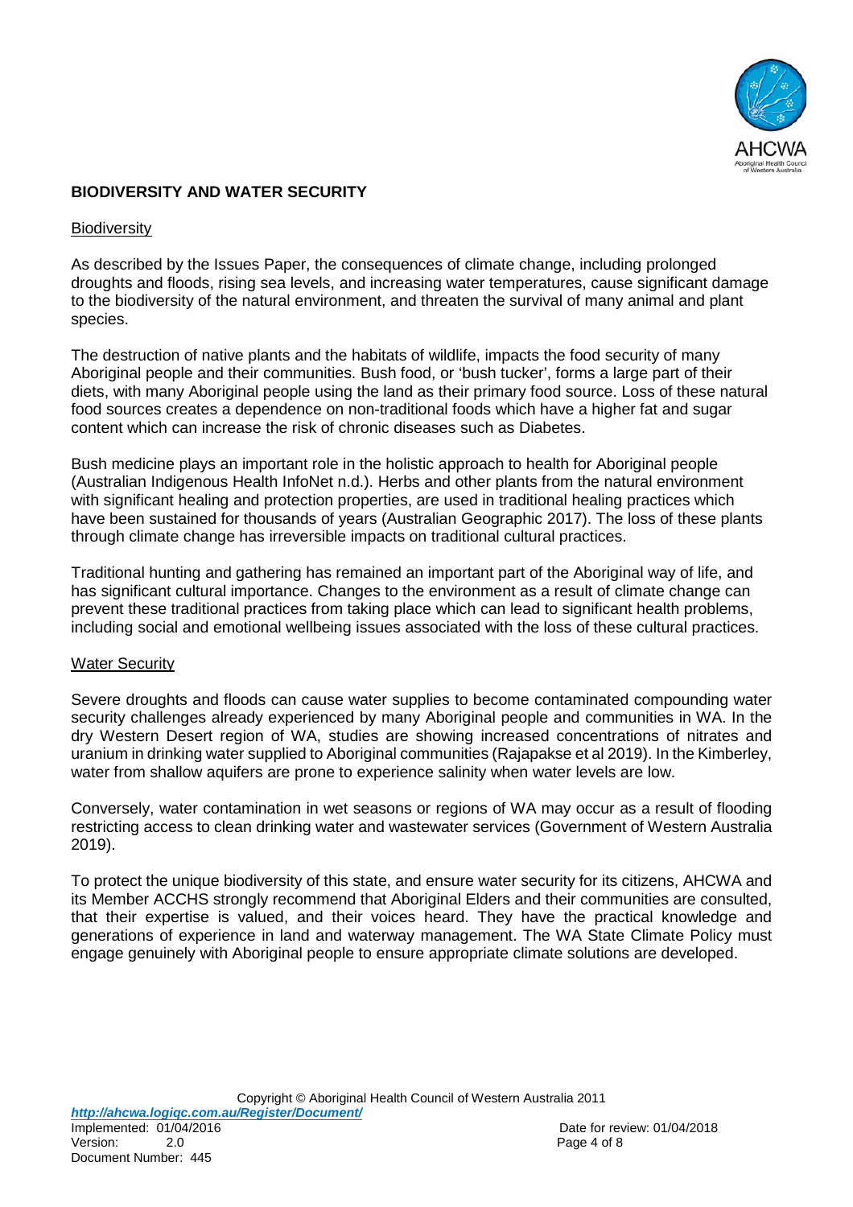## BIODIVERSITY AND WATER SECURITY

### Biodiversity

As described by the Issues Paper, the consequences of climate change, including prolonged droughts and floods, rising sea levels, and increasing water temperatures, cause significant damage to the biodiversity of the natural environment, and threaten the survival of many animal and plant species.

The destruction of native plants and the habitats of wildlife, impacts the food security of many Aboriginal people and their communities. Bush food, or 'bush tucker', forms a large part of their diets, with many Aboriginal people using the land as their primary food source. Loss of these natural food sources creates a dependence on non-traditional foods which have a higher fat and sugar content which can increase the risk of chronic diseases such as Diabetes.

Bush medicine plays an important role in the holistic approach to health for Aboriginal people (Australian Indigenous Health InfoNet n.d.). Herbs and other plants from the natural environment with significant healing and protection properties, are used in traditional healing practices which have been sustained for thousands of years (Australian Geographic 2017). The loss of these plants through climate change has irreversible impacts on traditional cultural practices.

Traditional hunting and gathering has remained an important part of the Aboriginal way of life, and has significant cultural importance. Changes to the environment as a result of climate change can prevent these traditional practices from taking place which can lead to significant health problems, including social and emotional wellbeing issues associated with the loss of these cultural practices.

### Water Security

Severe droughts and floods can cause water supplies to become contaminated compounding water security challenges already experienced by many Aboriginal people and communities in WA. In the dry Western Desert region of WA, studies are showing increased concentrations of nitrates and uranium in drinking water supplied to Aboriginal communities (Rajapakse et al 2019). In the Kimberley, water from shallow aquifers are prone to experience salinity when water levels are low.

Conversely, water contamination in wet seasons or regions of WA may occur as a result of flooding restricting access to clean drinking water and wastewater services (Government of Western Australia 2019).

To protect the unique biodiversity of this state, and ensure water security for its citizens, AHCWA and its Member ACCHS strongly recommend that Aboriginal Elders and their communities are consulted, that their expertise is valued, and their voices heard. They have the practical knowledge and generations of experience in land and waterway management. The WA State Climate Policy must engage genuinely with Aboriginal people to ensure appropriate climate solutions are developed.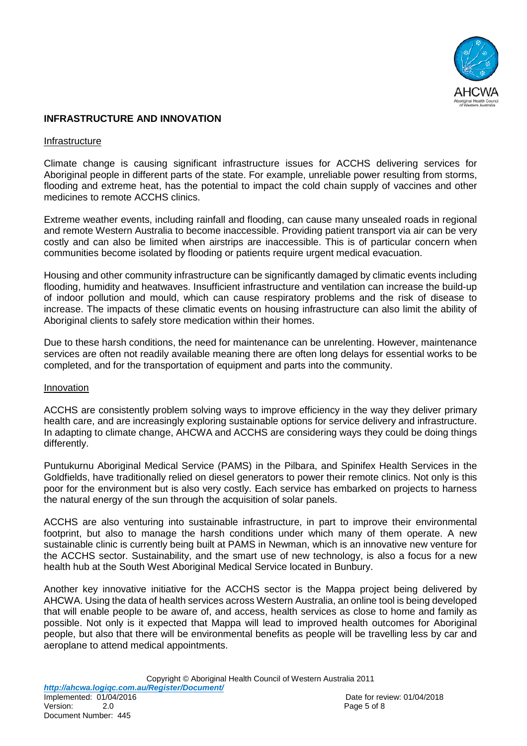## INFRASTRUCTURE AND INNOVATION

### Infrastructure

Climate change is causing significant infrastructure issues for ACCHS delivering services for Aboriginal people in different parts of the state. For example, unreliable power resulting from storms, flooding and extreme heat, has the potential to impact the cold chain supply of vaccines and other medicines to remote ACCHS clinics.

Extreme weather events, including rainfall and flooding, can cause many unsealed roads in regional and remote Western Australia to become inaccessible. Providing patient transport via air can be very costly and can also be limited when airstrips are inaccessible. This is of particular concern when communities become isolated by flooding or patients require urgent medical evacuation.

Housing and other community infrastructure can be significantly damaged by climatic events including flooding, humidity and heatwaves. Insufficient infrastructure and ventilation can increase the build-up of indoor pollution and mould, which can cause respiratory problems and the risk of disease to increase. The impacts of these climatic events on housing infrastructure can also limit the ability of Aboriginal clients to safely store medication within their homes.

Due to these harsh conditions, the need for maintenance can be unrelenting. However, maintenance services are often not readily available meaning there are often long delays for essential works to be completed, and for the transportation of equipment and parts into the community.

### Innovation

ACCHS are consistently problem solving ways to improve efficiency in the way they deliver primary health care, and are increasingly exploring sustainable options for service delivery and infrastructure. In adapting to climate change, AHCWA and ACCHS are considering ways they could be doing things differently.

Puntukurnu Aboriginal Medical Service (PAMS) in the Pilbara, and Spinifex Health Services in the Goldfields, have traditionally relied on diesel generators to power their remote clinics. Not only is this poor for the environment but is also very costly. Each service has embarked on projects to harness the natural energy of the sun through the acquisition of solar panels.

ACCHS are also venturing into sustainable infrastructure, in part to improve their environmental footprint, but also to manage the harsh conditions under which many of them operate. A new sustainable clinic is currently being built at PAMS in Newman, which is an innovative new venture for the ACCHS sector. Sustainability, and the smart use of new technology, is also a focus for a new health hub at the South West Aboriginal Medical Service located in Bunbury.

Another key innovative initiative for the ACCHS sector is the Mappa project being delivered by AHCWA. Using the data of health services across Western Australia, an online tool is being developed that will enable people to be aware of, and access, health services as close to home and family as possible. Not only is it expected that Mappa will lead to improved health outcomes for Aboriginal people, but also that there will be environmental benefits as people will be travelling less by car and aeroplane to attend medical appointments.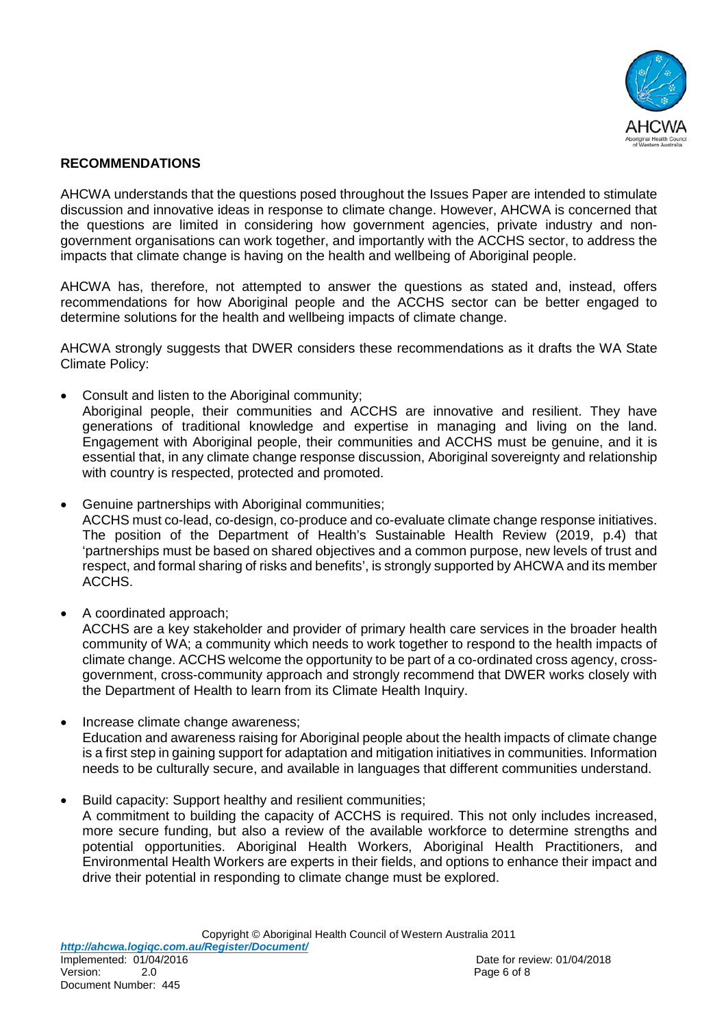## RECOMMENDATIONS

AHCWA understands that the questions posed throughout the Issues Paper are intended to stimulate discussion and innovative ideas in response to climate change. However, AHCWA is concerned that the questions are limited in considering how government agencies, private industry and non-government organisations can work together, and importantly with the ACCHS sector, to address the impacts that climate change is having on the health and wellbeing of Aboriginal people.

AHCWA has, therefore, not attempted to answer the questions as stated and, instead, offers recommendations for how Aboriginal people and the ACCHS sector can be better engaged to determine solutions for the health and wellbeing impacts of climate change.

AHCWA strongly suggests that DWER considers these recommendations as it drafts the WA State Climate Policy:

- Consult and listen to the Aboriginal community;
  Aboriginal people, their communities and ACCHS are innovative and resilient. They have generations of traditional knowledge and expertise in managing and living on the land. Engagement with Aboriginal people, their communities and ACCHS must be genuine, and it is essential that, in any climate change response discussion, Aboriginal sovereignty and relationship with country is respected, protected and promoted.

- Genuine partnerships with Aboriginal communities;
  ACCHS must co-lead, co-design, co-produce and co-evaluate climate change response initiatives. The position of the Department of Health's Sustainable Health Review (2019, p.4) that 'partnerships must be based on shared objectives and a common purpose, new levels of trust and respect, and formal sharing of risks and benefits', is strongly supported by AHCWA and its member ACCHS.

- A coordinated approach;
  ACCHS are a key stakeholder and provider of primary health care services in the broader health community of WA; a community which needs to work together to respond to the health impacts of climate change. ACCHS welcome the opportunity to be part of a co-ordinated cross agency, cross-government, cross-community approach and strongly recommend that DWER works closely with the Department of Health to learn from its Climate Health Inquiry.

- Increase climate change awareness;
  Education and awareness raising for Aboriginal people about the health impacts of climate change is a first step in gaining support for adaptation and mitigation initiatives in communities. Information needs to be culturally secure, and available in languages that different communities understand.

- Build capacity: Support healthy and resilient communities;
  A commitment to building the capacity of ACCHS is required. This not only includes increased, more secure funding, but also a review of the available workforce to determine strengths and potential opportunities. Aboriginal Health Workers, Aboriginal Health Practitioners, and Environmental Health Workers are experts in their fields, and options to enhance their impact and drive their potential in responding to climate change must be explored.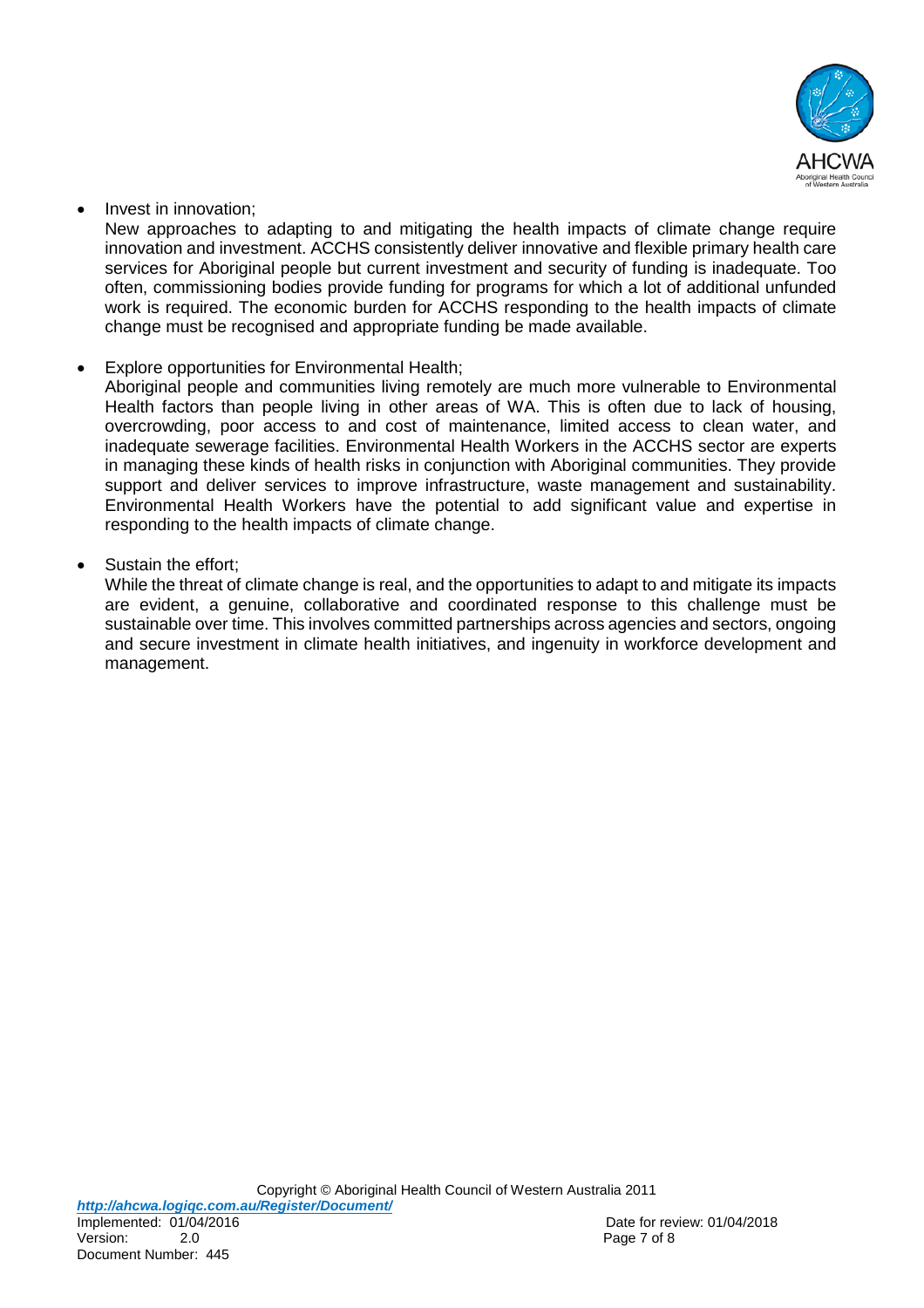- Invest in innovation;
  New approaches to adapting to and mitigating the health impacts of climate change require innovation and investment. ACCHS consistently deliver innovative and flexible primary health care services for Aboriginal people but current investment and security of funding is inadequate. Too often, commissioning bodies provide funding for programs for which a lot of additional unfunded work is required. The economic burden for ACCHS responding to the health impacts of climate change must be recognised and appropriate funding be made available.

- Explore opportunities for Environmental Health;
  Aboriginal people and communities living remotely are much more vulnerable to Environmental Health factors than people living in other areas of WA. This is often due to lack of housing, overcrowding, poor access to and cost of maintenance, limited access to clean water, and inadequate sewerage facilities. Environmental Health Workers in the ACCHS sector are experts in managing these kinds of health risks in conjunction with Aboriginal communities. They provide support and deliver services to improve infrastructure, waste management and sustainability. Environmental Health Workers have the potential to add significant value and expertise in responding to the health impacts of climate change.

- Sustain the effort;
  While the threat of climate change is real, and the opportunities to adapt to and mitigate its impacts are evident, a genuine, collaborative and coordinated response to this challenge must be sustainable over time. This involves committed partnerships across agencies and sectors, ongoing and secure investment in climate health initiatives, and ingenuity in workforce development and management.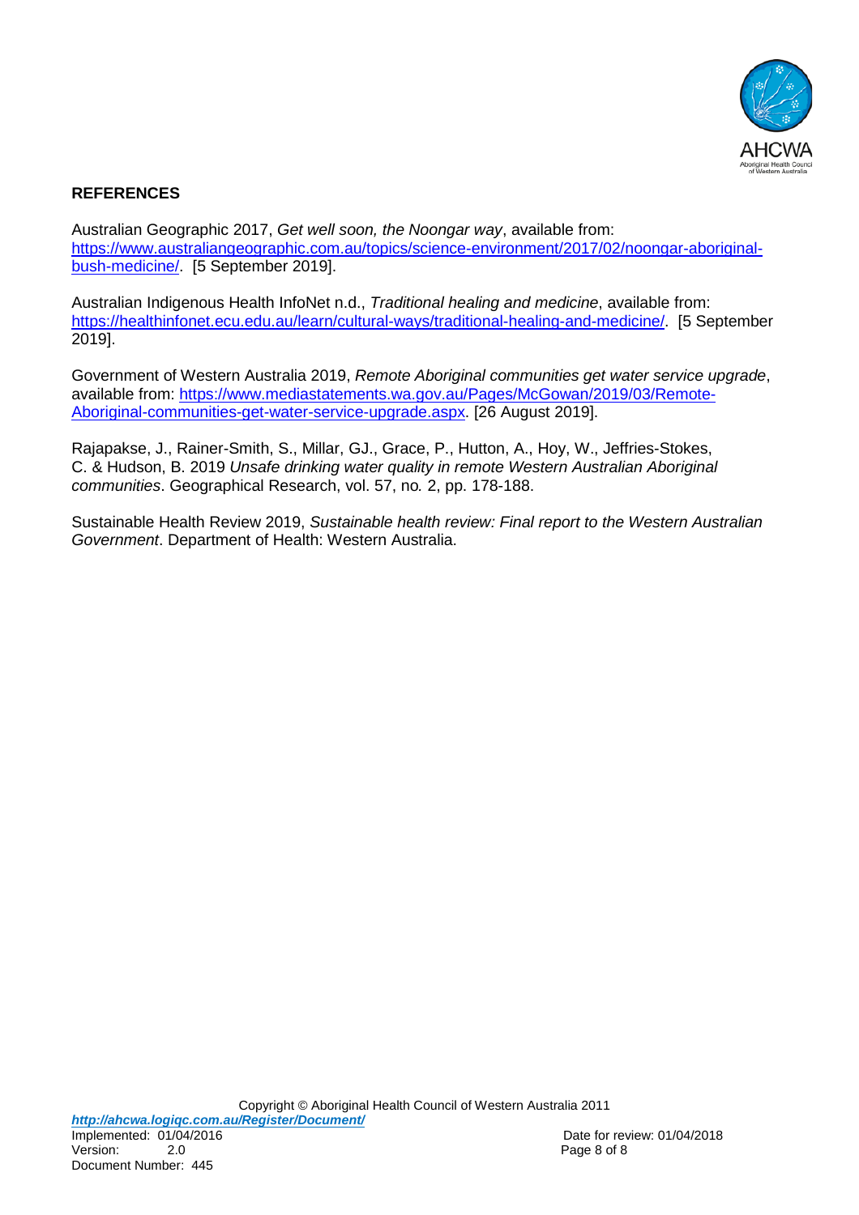## REFERENCES

Australian Geographic 2017, *Get well soon, the Noongar way*, available from: https://www.australiangeographic.com.au/topics/science-environment/2017/02/noongar-aboriginal-bush-medicine/. [5 September 2019].

Australian Indigenous Health InfoNet n.d., *Traditional healing and medicine*, available from: https://healthinfonet.ecu.edu.au/learn/cultural-ways/traditional-healing-and-medicine/. [5 September 2019].

Government of Western Australia 2019, *Remote Aboriginal communities get water service upgrade*, available from: https://www.mediastatements.wa.gov.au/Pages/McGowan/2019/03/Remote-Aboriginal-communities-get-water-service-upgrade.aspx. [26 August 2019].

Rajapakse, J., Rainer-Smith, S., Millar, GJ., Grace, P., Hutton, A., Hoy, W., Jeffries-Stokes, C. & Hudson, B. 2019 *Unsafe drinking water quality in remote Western Australian Aboriginal communities*. Geographical Research, vol. 57, no. 2, pp. 178-188.

Sustainable Health Review 2019, *Sustainable health review: Final report to the Western Australian Government*. Department of Health: Western Australia.